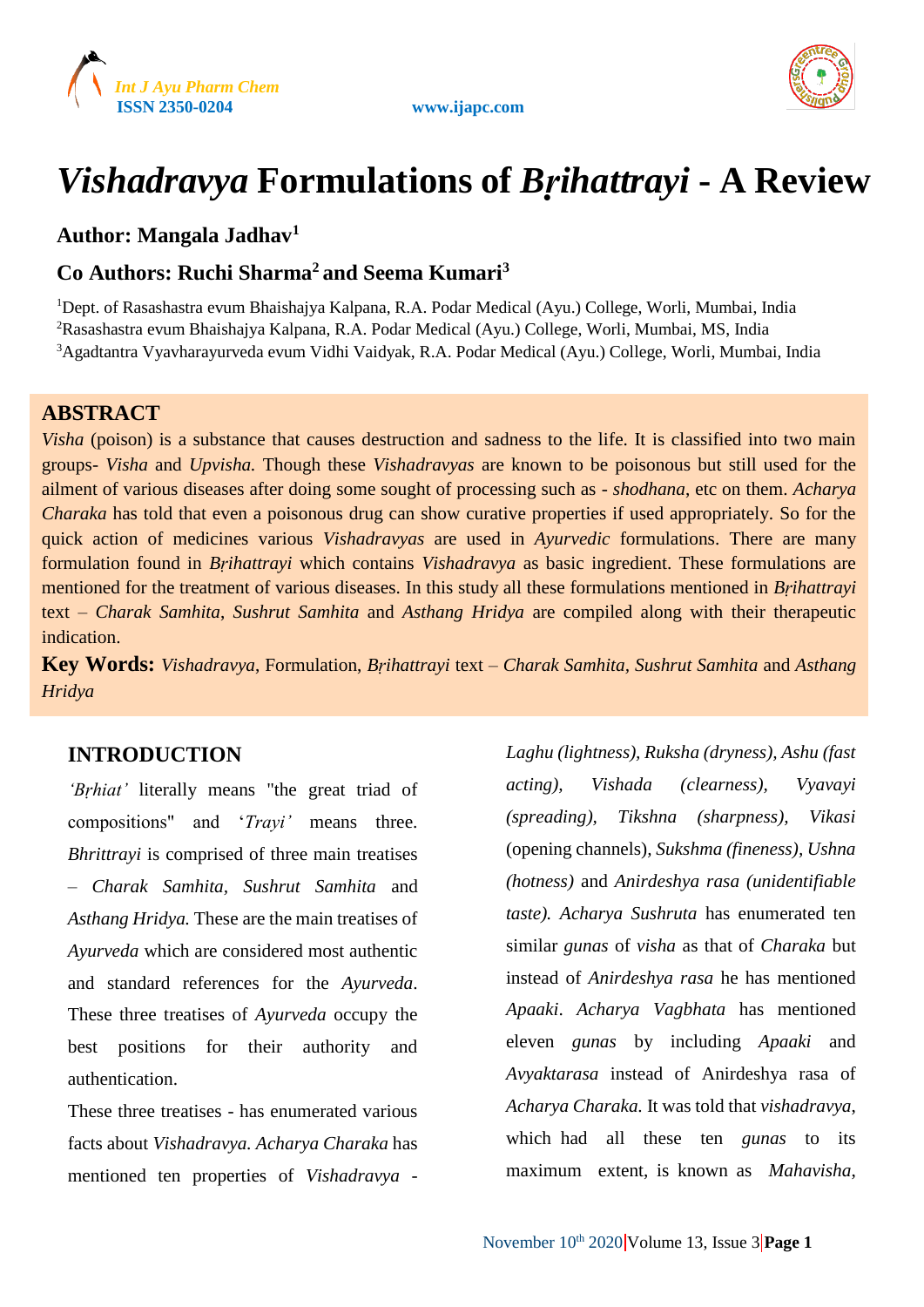# *Vishadravya* Formulations of *Bṛihattrayi* - A Review

**Author: Mangala Jadhav[1]**

**Co Authors: Ruchi Sharma[2] and Seema Kumari[3]**

[1]Dept. of Rasashastra evum Bhaishajya Kalpana, R.A. Podar Medical (Ayu.) College, Worli, Mumbai, India
[2]Rasashastra evum Bhaishajya Kalpana, R.A. Podar Medical (Ayu.) College, Worli, Mumbai, MS, India
[3]Agadtantra Vyavharayurveda evum Vidhi Vaidyak, R.A. Podar Medical (Ayu.) College, Worli, Mumbai, India

## ABSTRACT

*Visha* (poison) is a substance that causes destruction and sadness to the life. It is classified into two main groups- *Visha* and *Upvisha.* Though these *Vishadravyas* are known to be poisonous but still used for the ailment of various diseases after doing some sought of processing such as - *shodhana*, etc on them. *Acharya Charaka* has told that even a poisonous drug can show curative properties if used appropriately. So for the quick action of medicines various *Vishadravyas* are used in *Ayurvedic* formulations. There are many formulation found in *Bṛihattrayi* which contains *Vishadravya* as basic ingredient. These formulations are mentioned for the treatment of various diseases. In this study all these formulations mentioned in *Bṛihattrayi* text – *Charak Samhita*, *Sushrut Samhita* and *Asthang Hridya* are compiled along with their therapeutic indication.

**Key Words:** *Vishadravya*, Formulation, *Bṛihattrayi* text – *Charak Samhita, Sushrut Samhita* and *Asthang Hridya*

## INTRODUCTION

*'Bṛhiat'* literally means "the great triad of compositions" and '*Trayi'* means three. *Bhrittrayi* is comprised of three main treatises – *Charak Samhita*, *Sushrut Samhita* and *Asthang Hridya.* These are the main treatises of *Ayurveda* which are considered most authentic and standard references for the *Ayurveda*. These three treatises of *Ayurveda* occupy the best positions for their authority and authentication.

These three treatises - has enumerated various facts about *Vishadravya. Acharya Charaka* has mentioned ten properties of *Vishadravya* - *Laghu (lightness), Ruksha (dryness), Ashu (fast acting), Vishada (clearness), Vyavayi (spreading), Tikshna (sharpness), Vikasi* (opening channels), *Sukshma (fineness)*, *Ushna (hotness)* and *Anirdeshya rasa (unidentifiable taste). Acharya Sushruta* has enumerated ten similar *gunas* of *visha* as that of *Charaka* but instead of *Anirdeshya rasa* he has mentioned *Apaaki*. *Acharya Vagbhata* has mentioned eleven *gunas* by including *Apaaki* and *Avyaktarasa* instead of Anirdeshya rasa of *Acharya Charaka.* It was told that *vishadravya*, which had all these ten *gunas* to its maximum extent, is known as *Mahavisha*,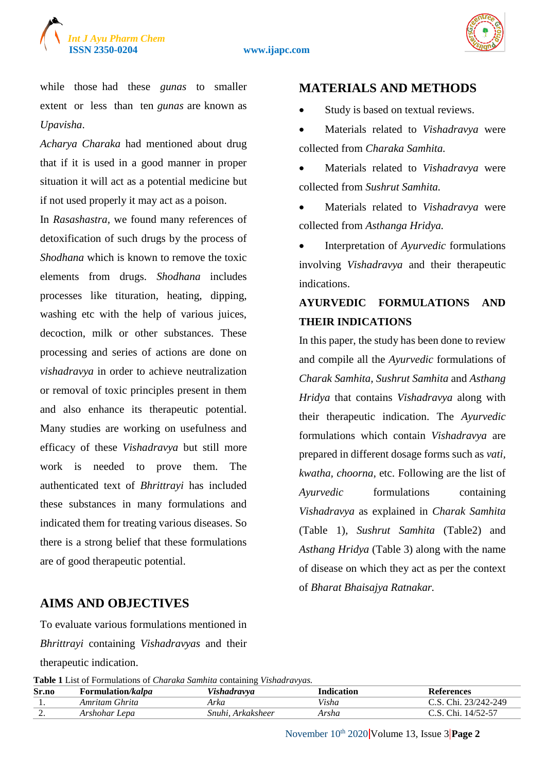while those had these *gunas* to smaller extent or less than ten *gunas* are known as *Upavisha*.

*Acharya Charaka* had mentioned about drug that if it is used in a good manner in proper situation it will act as a potential medicine but if not used properly it may act as a poison.

In *Rasashastra*, we found many references of detoxification of such drugs by the process of *Shodhana* which is known to remove the toxic elements from drugs. *Shodhana* includes processes like tituration, heating, dipping, washing etc with the help of various juices, decoction, milk or other substances. These processing and series of actions are done on *vishadravya* in order to achieve neutralization or removal of toxic principles present in them and also enhance its therapeutic potential. Many studies are working on usefulness and efficacy of these *Vishadravya* but still more work is needed to prove them. The authenticated text of *Bhrittrayi* has included these substances in many formulations and indicated them for treating various diseases. So there is a strong belief that these formulations are of good therapeutic potential.

## AIMS AND OBJECTIVES

To evaluate various formulations mentioned in *Bhrittrayi* containing *Vishadravyas* and their therapeutic indication.

## MATERIALS AND METHODS

- Study is based on textual reviews.
- Materials related to *Vishadravya* were collected from *Charaka Samhita.*
- Materials related to *Vishadravya* were collected from *Sushrut Samhita.*
- Materials related to *Vishadravya* were collected from *Asthanga Hridya.*
- Interpretation of *Ayurvedic* formulations involving *Vishadravya* and their therapeutic indications.

## AYURVEDIC FORMULATIONS AND THEIR INDICATIONS

In this paper, the study has been done to review and compile all the *Ayurvedic* formulations of *Charak Samhita, Sushrut Samhita* and *Asthang Hridya* that contains *Vishadravya* along with their therapeutic indication. The *Ayurvedic* formulations which contain *Vishadravya* are prepared in different dosage forms such as *vati, kwatha, choorna*, etc. Following are the list of *Ayurvedic* formulations containing *Vishadravya* as explained in *Charak Samhita* (Table 1), *Sushrut Samhita* (Table2) and *Asthang Hridya* (Table 3) along with the name of disease on which they act as per the context of *Bharat Bhaisajya Ratnakar.*

**Table 1** List of Formulations of *Charaka Samhita* containing *Vishadravyas.*

| Sr.no | Formulation/*kalpa* | *Vishadravya* | Indication | References |
|---|---|---|---|---|
| 1. | *Amritam Ghrita* | *Arka* | *Visha* | C.S. Chi. 23/242-249 |
| 2. | *Arshohar Lepa* | *Snuhi, Arkaksheer* | *Arsha* | C.S. Chi. 14/52-57 |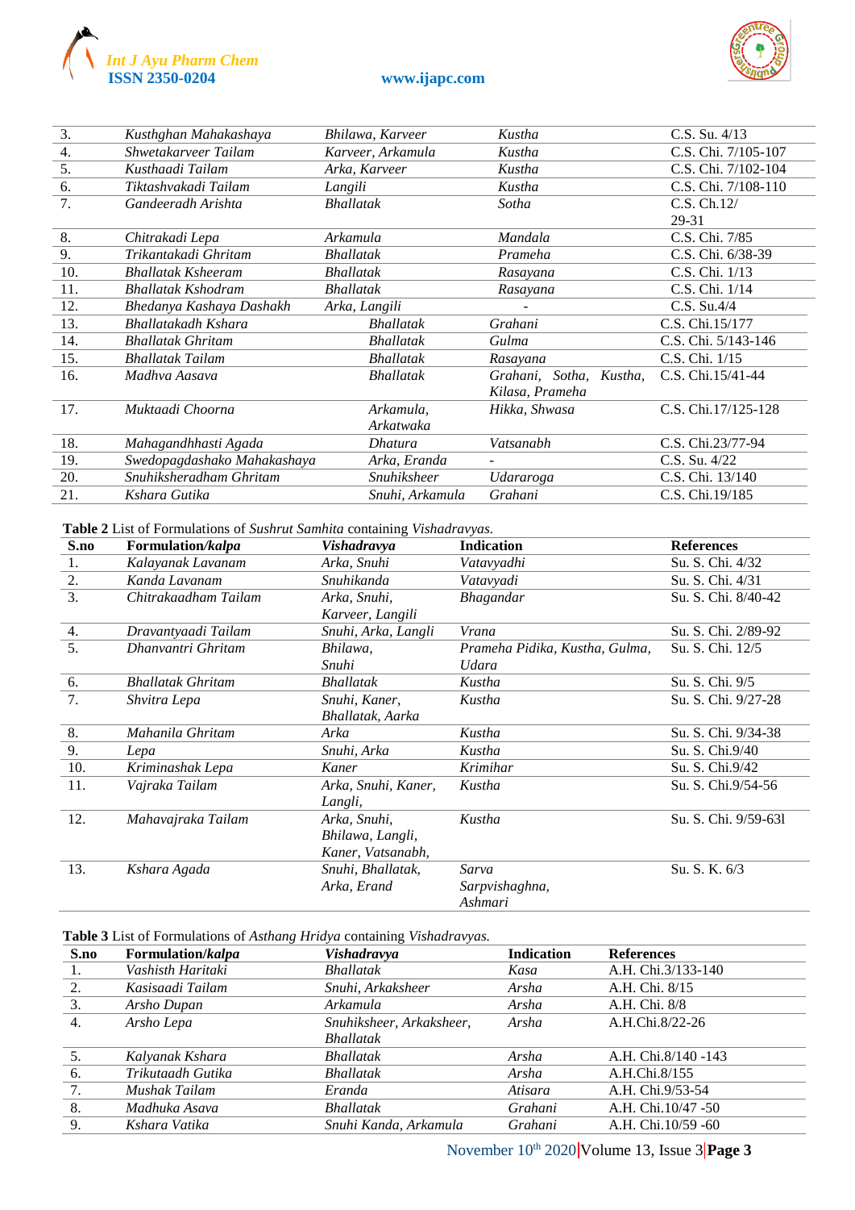| | | | | |
|---|---|---|---|---|
| 3. | *Kusthghan Mahakashaya* | *Bhilawa, Karveer* | *Kustha* | C.S. Su. 4/13 |
| 4. | *Shwetakarveer Tailam* | *Karveer, Arkamula* | *Kustha* | C.S. Chi. 7/105-107 |
| 5. | *Kusthaadi Tailam* | *Arka, Karveer* | *Kustha* | C.S. Chi. 7/102-104 |
| 6. | *Tiktashvakadi Tailam* | *Langili* | *Kustha* | C.S. Chi. 7/108-110 |
| 7. | *Gandeeradh Arishta* | *Bhallatak* | *Sotha* | C.S. Ch.12/ 29-31 |
| 8. | *Chitrakadi Lepa* | *Arkamula* | *Mandala* | C.S. Chi. 7/85 |
| 9. | *Trikantakadi Ghritam* | *Bhallatak* | *Prameha* | C.S. Chi. 6/38-39 |
| 10. | *Bhallatak Ksheeram* | *Bhallatak* | *Rasayana* | C.S. Chi. 1/13 |
| 11. | *Bhallatak Kshodram* | *Bhallatak* | *Rasayana* | C.S. Chi. 1/14 |
| 12. | *Bhedanya Kashaya Dashakh* | *Arka, Langili* | - | C.S. Su.4/4 |
| 13. | *Bhallatakadh Kshara* | *Bhallatak* | *Grahani* | C.S. Chi.15/177 |
| 14. | *Bhallatak Ghritam* | *Bhallatak* | *Gulma* | C.S. Chi. 5/143-146 |
| 15. | *Bhallatak Tailam* | *Bhallatak* | *Rasayana* | C.S. Chi. 1/15 |
| 16. | *Madhva Aasava* | *Bhallatak* | *Grahani, Sotha, Kustha, Kilasa, Prameha* | C.S. Chi.15/41-44 |
| 17. | *Muktaadi Choorna* | *Arkamula, Arkatwaka* | *Hikka, Shwasa* | C.S. Chi.17/125-128 |
| 18. | *Mahagandhhasti Agada* | *Dhatura* | *Vatsanabh* | C.S. Chi.23/77-94 |
| 19. | *Swedopagdashako Mahakashaya* | *Arka, Eranda* | - | C.S. Su. 4/22 |
| 20. | *Snuhiksheradham Ghritam* | *Snuhiksheer* | *Udararoga* | C.S. Chi. 13/140 |
| 21. | *Kshara Gutika* | *Snuhi, Arkamula* | *Grahani* | C.S. Chi.19/185 |

**Table 2** List of Formulations of *Sushrut Samhita* containing *Vishadravyas.*

| S.no | Formulation/*kalpa* | *Vishadravya* | Indication | References |
|---|---|---|---|---|
| 1. | *Kalayanak Lavanam* | *Arka, Snuhi* | *Vatavyadhi* | Su. S. Chi. 4/32 |
| 2. | *Kanda Lavanam* | *Snuhikanda* | *Vatavyadi* | Su. S. Chi. 4/31 |
| 3. | *Chitrakaadham Tailam* | *Arka, Snuhi, Karveer, Langili* | *Bhagandar* | Su. S. Chi. 8/40-42 |
| 4. | *Dravantyaadi Tailam* | *Snuhi, Arka, Langli* | *Vrana* | Su. S. Chi. 2/89-92 |
| 5. | *Dhanvantri Ghritam* | *Bhilawa, Snuhi* | *Prameha Pidika, Kustha, Gulma, Udara* | Su. S. Chi. 12/5 |
| 6. | *Bhallatak Ghritam* | *Bhallatak* | *Kustha* | Su. S. Chi. 9/5 |
| 7. | *Shvitra Lepa* | *Snuhi, Kaner, Bhallatak, Aarka* | *Kustha* | Su. S. Chi. 9/27-28 |
| 8. | *Mahanila Ghritam* | *Arka* | *Kustha* | Su. S. Chi. 9/34-38 |
| 9. | *Lepa* | *Snuhi, Arka* | *Kustha* | Su. S. Chi.9/40 |
| 10. | *Kriminashak Lepa* | *Kaner* | *Krimihar* | Su. S. Chi.9/42 |
| 11. | *Vajraka Tailam* | *Arka, Snuhi, Kaner, Langli,* | *Kustha* | Su. S. Chi.9/54-56 |
| 12. | *Mahavajraka Tailam* | *Arka, Snuhi, Bhilawa, Langli, Kaner, Vatsanabh,* | *Kustha* | Su. S. Chi. 9/59-63l |
| 13. | *Kshara Agada* | *Snuhi, Bhallatak, Arka, Erand* | *Sarva Sarpvishaghna, Ashmari* | Su. S. K. 6/3 |

**Table 3** List of Formulations of *Asthang Hridya* containing *Vishadravyas.*

| S.no | Formulation/*kalpa* | *Vishadravya* | Indication | References |
|---|---|---|---|---|
| 1. | *Vashisth Haritaki* | *Bhallatak* | *Kasa* | A.H. Chi.3/133-140 |
| 2. | *Kasisaadi Tailam* | *Snuhi, Arkaksheer* | *Arsha* | A.H. Chi. 8/15 |
| 3. | *Arsho Dupan* | *Arkamula* | *Arsha* | A.H. Chi. 8/8 |
| 4. | *Arsho Lepa* | *Snuhiksheer, Arkaksheer, Bhallatak* | *Arsha* | A.H.Chi.8/22-26 |
| 5. | *Kalyanak Kshara* | *Bhallatak* | *Arsha* | A.H. Chi.8/140 -143 |
| 6. | *Trikutaadh Gutika* | *Bhallatak* | *Arsha* | A.H.Chi.8/155 |
| 7. | *Mushak Tailam* | *Eranda* | *Atisara* | A.H. Chi.9/53-54 |
| 8. | *Madhuka Asava* | *Bhallatak* | *Grahani* | A.H. Chi.10/47 -50 |
| 9. | *Kshara Vatika* | *Snuhi Kanda, Arkamula* | *Grahani* | A.H. Chi.10/59 -60 |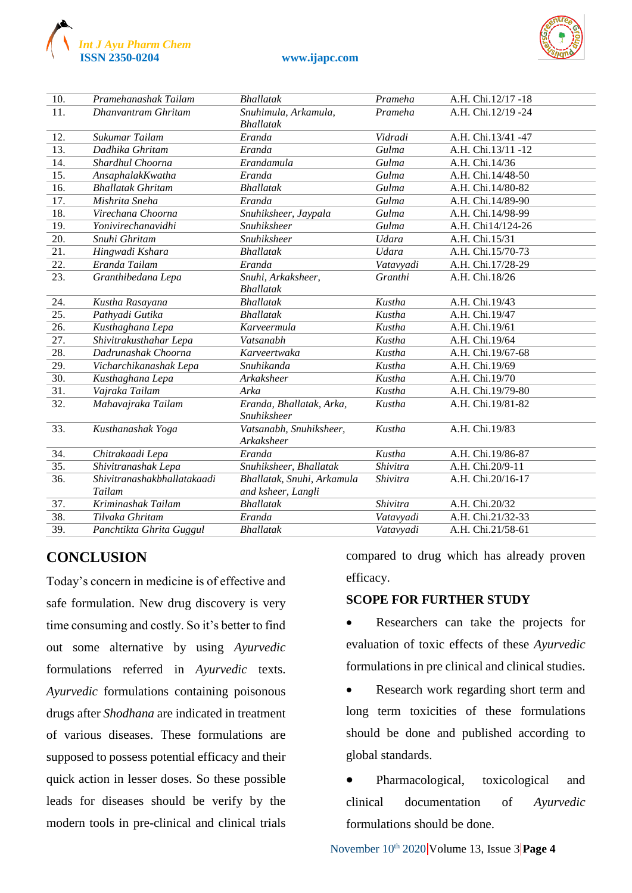| 10. | *Pramehanashak Tailam* | *Bhallatak* | *Prameha* | A.H. Chi.12/17 -18 |
|---|---|---|---|---|
| 11. | *Dhanvantram Ghritam* | *Snuhimula, Arkamula, Bhallatak* | *Prameha* | A.H. Chi.12/19 -24 |
| 12. | *Sukumar Tailam* | *Eranda* | *Vidradi* | A.H. Chi.13/41 -47 |
| 13. | *Dadhika Ghritam* | *Eranda* | *Gulma* | A.H. Chi.13/11 -12 |
| 14. | *Shardhul Choorna* | *Erandamula* | *Gulma* | A.H. Chi.14/36 |
| 15. | *AnsaphalakKwatha* | *Eranda* | *Gulma* | A.H. Chi.14/48-50 |
| 16. | *Bhallatak Ghritam* | *Bhallatak* | *Gulma* | A.H. Chi.14/80-82 |
| 17. | *Mishrita Sneha* | *Eranda* | *Gulma* | A.H. Chi.14/89-90 |
| 18. | *Virechana Choorna* | *Snuhiksheer, Jaypala* | *Gulma* | A.H. Chi.14/98-99 |
| 19. | *Yonivirechanavidhi* | *Snuhiksheer* | *Gulma* | A.H. Chi14/124-26 |
| 20. | *Snuhi Ghritam* | *Snuhiksheer* | *Udara* | A.H. Chi.15/31 |
| 21. | *Hingwadi Kshara* | *Bhallatak* | *Udara* | A.H. Chi.15/70-73 |
| 22. | *Eranda Tailam* | *Eranda* | *Vatavyadi* | A.H. Chi.17/28-29 |
| 23. | *Granthibedana Lepa* | *Snuhi, Arkaksheer, Bhallatak* | *Granthi* | A.H. Chi.18/26 |
| 24. | *Kustha Rasayana* | *Bhallatak* | *Kustha* | A.H. Chi.19/43 |
| 25. | *Pathyadi Gutika* | *Bhallatak* | *Kustha* | A.H. Chi.19/47 |
| 26. | *Kusthaghana Lepa* | *Karveermula* | *Kustha* | A.H. Chi.19/61 |
| 27. | *Shivitrakusthahar Lepa* | *Vatsanabh* | *Kustha* | A.H. Chi.19/64 |
| 28. | *Dadrunashak Choorna* | *Karveertwaka* | *Kustha* | A.H. Chi.19/67-68 |
| 29. | *Vicharchikanashak Lepa* | *Snuhikanda* | *Kustha* | A.H. Chi.19/69 |
| 30. | *Kusthaghana Lepa* | *Arkaksheer* | *Kustha* | A.H. Chi.19/70 |
| 31. | *Vajraka Tailam* | *Arka* | *Kustha* | A.H. Chi.19/79-80 |
| 32. | *Mahavajraka Tailam* | *Eranda, Bhallatak, Arka, Snuhiksheer* | *Kustha* | A.H. Chi.19/81-82 |
| 33. | *Kusthanashak Yoga* | *Vatsanabh, Snuhiksheer, Arkaksheer* | *Kustha* | A.H. Chi.19/83 |
| 34. | *Chitrakaadi Lepa* | *Eranda* | *Kustha* | A.H. Chi.19/86-87 |
| 35. | *Shivitranashak Lepa* | *Snuhiksheer, Bhallatak* | *Shivitra* | A.H. Chi.20/9-11 |
| 36. | *Shivitranashakbhallatakaadi Tailam* | *Bhallatak, Snuhi, Arkamula and ksheer, Langli* | *Shivitra* | A.H. Chi.20/16-17 |
| 37. | *Kriminashak Tailam* | *Bhallatak* | *Shivitra* | A.H. Chi.20/32 |
| 38. | *Tilvaka Ghritam* | *Eranda* | *Vatavyadi* | A.H. Chi.21/32-33 |
| 39. | *Panchtikta Ghrita Guggul* | *Bhallatak* | *Vatavyadi* | A.H. Chi.21/58-61 |

## CONCLUSION

Today's concern in medicine is of effective and safe formulation. New drug discovery is very time consuming and costly. So it's better to find out some alternative by using *Ayurvedic* formulations referred in *Ayurvedic* texts. *Ayurvedic* formulations containing poisonous drugs after *Shodhana* are indicated in treatment of various diseases. These formulations are supposed to possess potential efficacy and their quick action in lesser doses. So these possible leads for diseases should be verify by the modern tools in pre-clinical and clinical trials compared to drug which has already proven efficacy.

### SCOPE FOR FURTHER STUDY

- Researchers can take the projects for evaluation of toxic effects of these *Ayurvedic* formulations in pre clinical and clinical studies.
- Research work regarding short term and long term toxicities of these formulations should be done and published according to global standards.
- Pharmacological, toxicological and clinical documentation of *Ayurvedic* formulations should be done.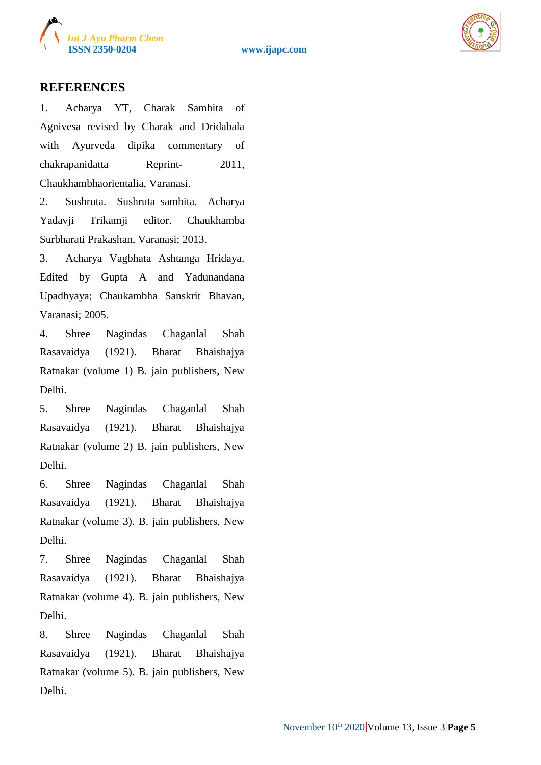## REFERENCES

1. Acharya YT, Charak Samhita of Agnivesa revised by Charak and Dridabala with Ayurveda dipika commentary of chakrapanidatta Reprint- 2011, Chaukhambhaorientalia, Varanasi.
2. Sushruta. Sushruta samhita. Acharya Yadavji Trikamji editor. Chaukhamba Surbharati Prakashan, Varanasi; 2013.
3. Acharya Vagbhata Ashtanga Hridaya. Edited by Gupta A and Yadunandana Upadhyaya; Chaukambha Sanskrit Bhavan, Varanasi; 2005.
4. Shree Nagindas Chaganlal Shah Rasavaidya (1921). Bharat Bhaishajya Ratnakar (volume 1) B. jain publishers, New Delhi.
5. Shree Nagindas Chaganlal Shah Rasavaidya (1921). Bharat Bhaishajya Ratnakar (volume 2) B. jain publishers, New Delhi.
6. Shree Nagindas Chaganlal Shah Rasavaidya (1921). Bharat Bhaishajya Ratnakar (volume 3). B. jain publishers, New Delhi.
7. Shree Nagindas Chaganlal Shah Rasavaidya (1921). Bharat Bhaishajya Ratnakar (volume 4). B. jain publishers, New Delhi.
8. Shree Nagindas Chaganlal Shah Rasavaidya (1921). Bharat Bhaishajya Ratnakar (volume 5). B. jain publishers, New Delhi.